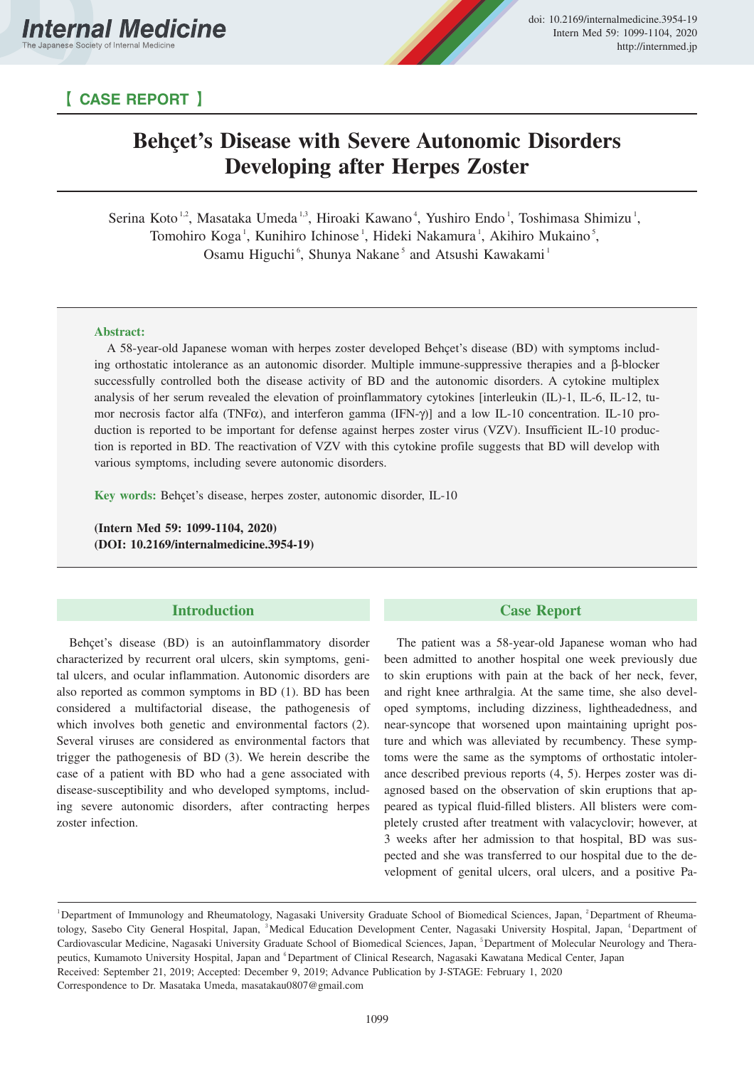【 CASE REPORT 】

# Behçet's Disease with Severe Autonomic Disorders Developing after Herpes Zoster

Serina Koto[1,2], Masataka Umeda[1,3], Hiroaki Kawano[4], Yushiro Endo[1], Toshimasa Shimizu[1], Tomohiro Koga[1], Kunihiro Ichinose[1], Hideki Nakamura[1], Akihiro Mukaino[5], Osamu Higuchi[6], Shunya Nakane[5] and Atsushi Kawakami[1]

**Abstract:**

A 58-year-old Japanese woman with herpes zoster developed Behçet's disease (BD) with symptoms including orthostatic intolerance as an autonomic disorder. Multiple immune-suppressive therapies and a β-blocker successfully controlled both the disease activity of BD and the autonomic disorders. A cytokine multiplex analysis of her serum revealed the elevation of proinflammatory cytokines [interleukin (IL)-1, IL-6, IL-12, tumor necrosis factor alfa (TNFα), and interferon gamma (IFN-γ)] and a low IL-10 concentration. IL-10 production is reported to be important for defense against herpes zoster virus (VZV). Insufficient IL-10 production is reported in BD. The reactivation of VZV with this cytokine profile suggests that BD will develop with various symptoms, including severe autonomic disorders.

**Key words:** Behçet's disease, herpes zoster, autonomic disorder, IL-10

**(Intern Med 59: 1099-1104, 2020)**
**(DOI: 10.2169/internalmedicine.3954-19)**

## Introduction

Behçet's disease (BD) is an autoinflammatory disorder characterized by recurrent oral ulcers, skin symptoms, genital ulcers, and ocular inflammation. Autonomic disorders are also reported as common symptoms in BD (1). BD has been considered a multifactorial disease, the pathogenesis of which involves both genetic and environmental factors (2). Several viruses are considered as environmental factors that trigger the pathogenesis of BD (3). We herein describe the case of a patient with BD who had a gene associated with disease-susceptibility and who developed symptoms, including severe autonomic disorders, after contracting herpes zoster infection.

## Case Report

The patient was a 58-year-old Japanese woman who had been admitted to another hospital one week previously due to skin eruptions with pain at the back of her neck, fever, and right knee arthralgia. At the same time, she also developed symptoms, including dizziness, lightheadedness, and near-syncope that worsened upon maintaining upright posture and which was alleviated by recumbency. These symptoms were the same as the symptoms of orthostatic intolerance described previous reports (4, 5). Herpes zoster was diagnosed based on the observation of skin eruptions that appeared as typical fluid-filled blisters. All blisters were completely crusted after treatment with valacyclovir; however, at 3 weeks after her admission to that hospital, BD was suspected and she was transferred to our hospital due to the development of genital ulcers, oral ulcers, and a positive Pa-

[1]Department of Immunology and Rheumatology, Nagasaki University Graduate School of Biomedical Sciences, Japan, [2]Department of Rheumatology, Sasebo City General Hospital, Japan, [3]Medical Education Development Center, Nagasaki University Hospital, Japan, [4]Department of Cardiovascular Medicine, Nagasaki University Graduate School of Biomedical Sciences, Japan, [5]Department of Molecular Neurology and Therapeutics, Kumamoto University Hospital, Japan and [6]Department of Clinical Research, Nagasaki Kawatana Medical Center, Japan
Received: September 21, 2019; Accepted: December 9, 2019; Advance Publication by J-STAGE: February 1, 2020
Correspondence to Dr. Masataka Umeda, masatakau0807@gmail.com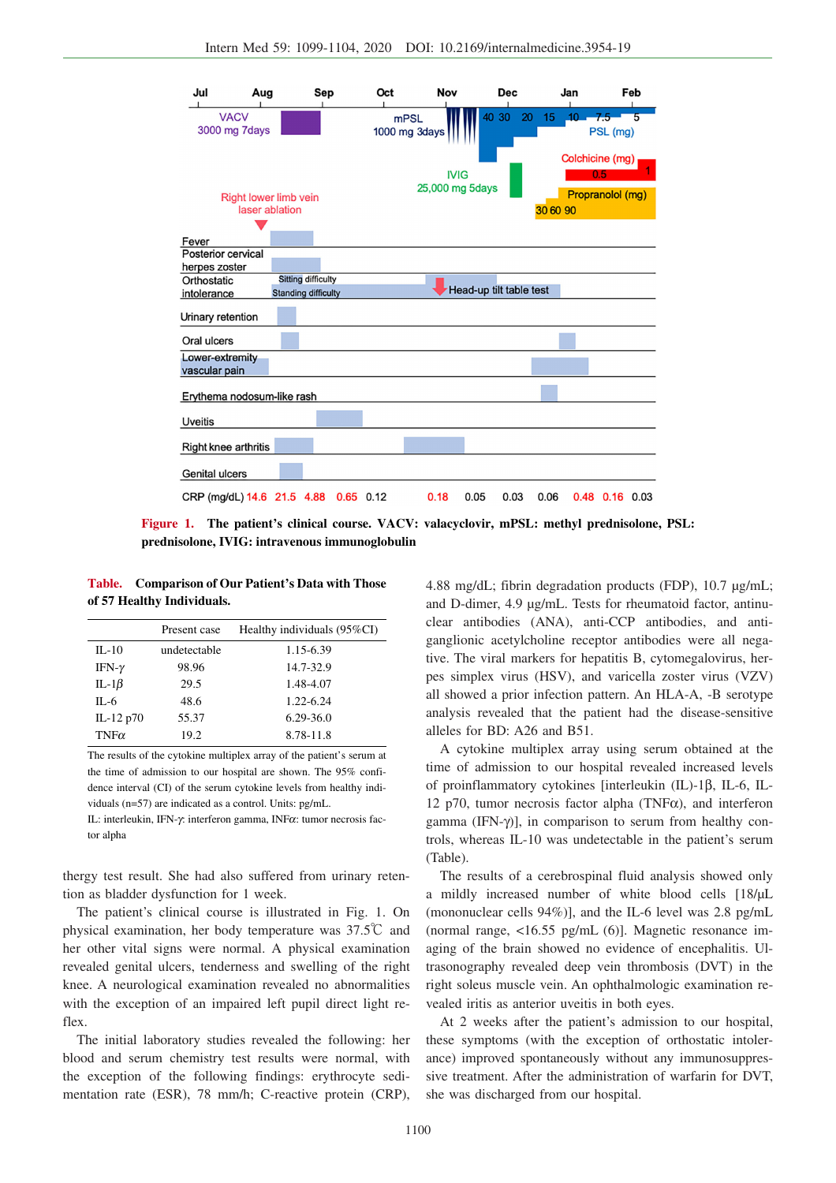Figure 1. The patient's clinical course. VACV: valacyclovir, mPSL: methyl prednisolone, PSL: prednisolone, IVIG: intravenous immunoglobulin

**Table. Comparison of Our Patient's Data with Those of 57 Healthy Individuals.**

| | Present case | Healthy individuals (95%CI) |
|---|---|---|
| IL-10 | undetectable | 1.15-6.39 |
| IFN-$\gamma$ | 98.96 | 14.7-32.9 |
| IL-1$\beta$ | 29.5 | 1.48-4.07 |
| IL-6 | 48.6 | 1.22-6.24 |
| IL-12 p70 | 55.37 | 6.29-36.0 |
| TNF$\alpha$ | 19.2 | 8.78-11.8 |

The results of the cytokine multiplex array of the patient's serum at the time of admission to our hospital are shown. The 95% confidence interval (CI) of the serum cytokine levels from healthy individuals (n=57) are indicated as a control. Units: pg/mL.
IL: interleukin, IFN-$\gamma$: interferon gamma, INF$\alpha$: tumor necrosis factor alpha

thergy test result. She had also suffered from urinary retention as bladder dysfunction for 1 week.

The patient's clinical course is illustrated in Fig. 1. On physical examination, her body temperature was 37.5℃ and her other vital signs were normal. A physical examination revealed genital ulcers, tenderness and swelling of the right knee. A neurological examination revealed no abnormalities with the exception of an impaired left pupil direct light reflex.

The initial laboratory studies revealed the following: her blood and serum chemistry test results were normal, with the exception of the following findings: erythrocyte sedimentation rate (ESR), 78 mm/h; C-reactive protein (CRP), 4.88 mg/dL; fibrin degradation products (FDP), 10.7 μg/mL; and D-dimer, 4.9 μg/mL. Tests for rheumatoid factor, antinuclear antibodies (ANA), anti-CCP antibodies, and anti-ganglionic acetylcholine receptor antibodies were all negative. The viral markers for hepatitis B, cytomegalovirus, herpes simplex virus (HSV), and varicella zoster virus (VZV) all showed a prior infection pattern. An HLA-A, -B serotype analysis revealed that the patient had the disease-sensitive alleles for BD: A26 and B51.

A cytokine multiplex array using serum obtained at the time of admission to our hospital revealed increased levels of proinflammatory cytokines [interleukin (IL)-1β, IL-6, IL-12 p70, tumor necrosis factor alpha (TNFα), and interferon gamma (IFN-γ)], in comparison to serum from healthy controls, whereas IL-10 was undetectable in the patient's serum (Table).

The results of a cerebrospinal fluid analysis showed only a mildly increased number of white blood cells [18/μL (mononuclear cells 94%)], and the IL-6 level was 2.8 pg/mL (normal range, <16.55 pg/mL (6)]. Magnetic resonance imaging of the brain showed no evidence of encephalitis. Ultrasonography revealed deep vein thrombosis (DVT) in the right soleus muscle vein. An ophthalmologic examination revealed iritis as anterior uveitis in both eyes.

At 2 weeks after the patient's admission to our hospital, these symptoms (with the exception of orthostatic intolerance) improved spontaneously without any immunosuppressive treatment. After the administration of warfarin for DVT, she was discharged from our hospital.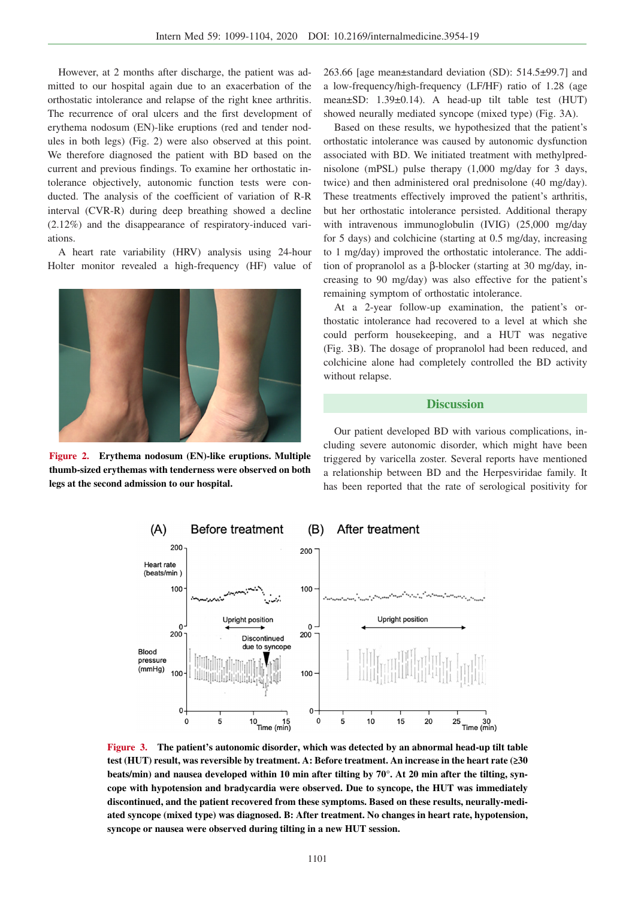However, at 2 months after discharge, the patient was admitted to our hospital again due to an exacerbation of the orthostatic intolerance and relapse of the right knee arthritis. The recurrence of oral ulcers and the first development of erythema nodosum (EN)-like eruptions (red and tender nodules in both legs) (Fig. 2) were also observed at this point. We therefore diagnosed the patient with BD based on the current and previous findings. To examine her orthostatic intolerance objectively, autonomic function tests were conducted. The analysis of the coefficient of variation of R-R interval (CVR-R) during deep breathing showed a decline (2.12%) and the disappearance of respiratory-induced variations.

A heart rate variability (HRV) analysis using 24-hour Holter monitor revealed a high-frequency (HF) value of 263.66 [age mean±standard deviation (SD): 514.5±99.7] and a low-frequency/high-frequency (LF/HF) ratio of 1.28 (age mean±SD: 1.39±0.14). A head-up tilt table test (HUT) showed neurally mediated syncope (mixed type) (Fig. 3A).

**Figure 2. Erythema nodosum (EN)-like eruptions. Multiple thumb-sized erythemas with tenderness were observed on both legs at the second admission to our hospital.**

Based on these results, we hypothesized that the patient's orthostatic intolerance was caused by autonomic dysfunction associated with BD. We initiated treatment with methylprednisolone (mPSL) pulse therapy (1,000 mg/day for 3 days, twice) and then administered oral prednisolone (40 mg/day). These treatments effectively improved the patient's arthritis, but her orthostatic intolerance persisted. Additional therapy with intravenous immunoglobulin (IVIG) (25,000 mg/day for 5 days) and colchicine (starting at 0.5 mg/day, increasing to 1 mg/day) improved the orthostatic intolerance. The addition of propranolol as a β-blocker (starting at 30 mg/day, increasing to 90 mg/day) was also effective for the patient's remaining symptom of orthostatic intolerance.

At a 2-year follow-up examination, the patient's orthostatic intolerance had recovered to a level at which she could perform housekeeping, and a HUT was negative (Fig. 3B). The dosage of propranolol had been reduced, and colchicine alone had completely controlled the BD activity without relapse.

## Discussion

Our patient developed BD with various complications, including severe autonomic disorder, which might have been triggered by varicella zoster. Several reports have mentioned a relationship between BD and the Herpesviridae family. It has been reported that the rate of serological positivity for

**Figure 3. The patient's autonomic disorder, which was detected by an abnormal head-up tilt table test (HUT) result, was reversible by treatment. A: Before treatment. An increase in the heart rate (≥30 beats/min) and nausea developed within 10 min after tilting by 70°. At 20 min after the tilting, syncope with hypotension and bradycardia were observed. Due to syncope, the HUT was immediately discontinued, and the patient recovered from these symptoms. Based on these results, neurally-mediated syncope (mixed type) was diagnosed. B: After treatment. No changes in heart rate, hypotension, syncope or nausea were observed during tilting in a new HUT session.**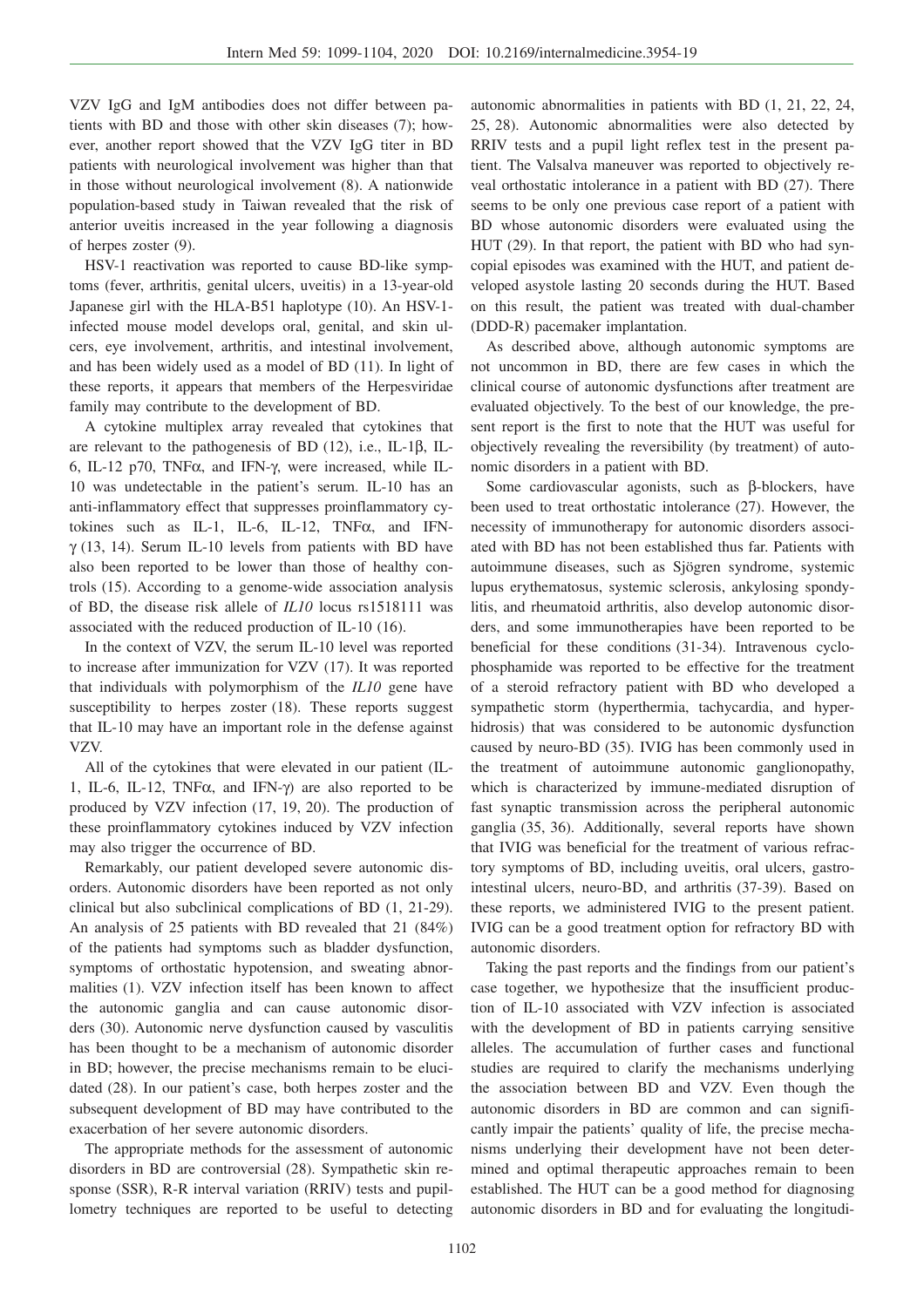VZV IgG and IgM antibodies does not differ between patients with BD and those with other skin diseases (7); however, another report showed that the VZV IgG titer in BD patients with neurological involvement was higher than that in those without neurological involvement (8). A nationwide population-based study in Taiwan revealed that the risk of anterior uveitis increased in the year following a diagnosis of herpes zoster (9).

HSV-1 reactivation was reported to cause BD-like symptoms (fever, arthritis, genital ulcers, uveitis) in a 13-year-old Japanese girl with the HLA-B51 haplotype (10). An HSV-1-infected mouse model develops oral, genital, and skin ulcers, eye involvement, arthritis, and intestinal involvement, and has been widely used as a model of BD (11). In light of these reports, it appears that members of the Herpesviridae family may contribute to the development of BD.

A cytokine multiplex array revealed that cytokines that are relevant to the pathogenesis of BD (12), i.e., IL-1β, IL-6, IL-12 p70, TNFα, and IFN-γ, were increased, while IL-10 was undetectable in the patient's serum. IL-10 has an anti-inflammatory effect that suppresses proinflammatory cytokines such as IL-1, IL-6, IL-12, TNFα, and IFN-γ (13, 14). Serum IL-10 levels from patients with BD have also been reported to be lower than those of healthy controls (15). According to a genome-wide association analysis of BD, the disease risk allele of *IL10* locus rs1518111 was associated with the reduced production of IL-10 (16).

In the context of VZV, the serum IL-10 level was reported to increase after immunization for VZV (17). It was reported that individuals with polymorphism of the *IL10* gene have susceptibility to herpes zoster (18). These reports suggest that IL-10 may have an important role in the defense against VZV.

All of the cytokines that were elevated in our patient (IL-1, IL-6, IL-12, TNFα, and IFN-γ) are also reported to be produced by VZV infection (17, 19, 20). The production of these proinflammatory cytokines induced by VZV infection may also trigger the occurrence of BD.

Remarkably, our patient developed severe autonomic disorders. Autonomic disorders have been reported as not only clinical but also subclinical complications of BD (1, 21-29). An analysis of 25 patients with BD revealed that 21 (84%) of the patients had symptoms such as bladder dysfunction, symptoms of orthostatic hypotension, and sweating abnormalities (1). VZV infection itself has been known to affect the autonomic ganglia and can cause autonomic disorders (30). Autonomic nerve dysfunction caused by vasculitis has been thought to be a mechanism of autonomic disorder in BD; however, the precise mechanisms remain to be elucidated (28). In our patient's case, both herpes zoster and the subsequent development of BD may have contributed to the exacerbation of her severe autonomic disorders.

The appropriate methods for the assessment of autonomic disorders in BD are controversial (28). Sympathetic skin response (SSR), R-R interval variation (RRIV) tests and pupillometry techniques are reported to be useful to detecting autonomic abnormalities in patients with BD (1, 21, 22, 24, 25, 28). Autonomic abnormalities were also detected by RRIV tests and a pupil light reflex test in the present patient. The Valsalva maneuver was reported to objectively reveal orthostatic intolerance in a patient with BD (27). There seems to be only one previous case report of a patient with BD whose autonomic disorders were evaluated using the HUT (29). In that report, the patient with BD who had syncopial episodes was examined with the HUT, and patient developed asystole lasting 20 seconds during the HUT. Based on this result, the patient was treated with dual-chamber (DDD-R) pacemaker implantation.

As described above, although autonomic symptoms are not uncommon in BD, there are few cases in which the clinical course of autonomic dysfunctions after treatment are evaluated objectively. To the best of our knowledge, the present report is the first to note that the HUT was useful for objectively revealing the reversibility (by treatment) of autonomic disorders in a patient with BD.

Some cardiovascular agonists, such as β-blockers, have been used to treat orthostatic intolerance (27). However, the necessity of immunotherapy for autonomic disorders associated with BD has not been established thus far. Patients with autoimmune diseases, such as Sjögren syndrome, systemic lupus erythematosus, systemic sclerosis, ankylosing spondylitis, and rheumatoid arthritis, also develop autonomic disorders, and some immunotherapies have been reported to be beneficial for these conditions (31-34). Intravenous cyclophosphamide was reported to be effective for the treatment of a steroid refractory patient with BD who developed a sympathetic storm (hyperthermia, tachycardia, and hyperhidrosis) that was considered to be autonomic dysfunction caused by neuro-BD (35). IVIG has been commonly used in the treatment of autoimmune autonomic ganglionopathy, which is characterized by immune-mediated disruption of fast synaptic transmission across the peripheral autonomic ganglia (35, 36). Additionally, several reports have shown that IVIG was beneficial for the treatment of various refractory symptoms of BD, including uveitis, oral ulcers, gastrointestinal ulcers, neuro-BD, and arthritis (37-39). Based on these reports, we administered IVIG to the present patient. IVIG can be a good treatment option for refractory BD with autonomic disorders.

Taking the past reports and the findings from our patient's case together, we hypothesize that the insufficient production of IL-10 associated with VZV infection is associated with the development of BD in patients carrying sensitive alleles. The accumulation of further cases and functional studies are required to clarify the mechanisms underlying the association between BD and VZV. Even though the autonomic disorders in BD are common and can significantly impair the patients' quality of life, the precise mechanisms underlying their development have not been determined and optimal therapeutic approaches remain to been established. The HUT can be a good method for diagnosing autonomic disorders in BD and for evaluating the longitudi-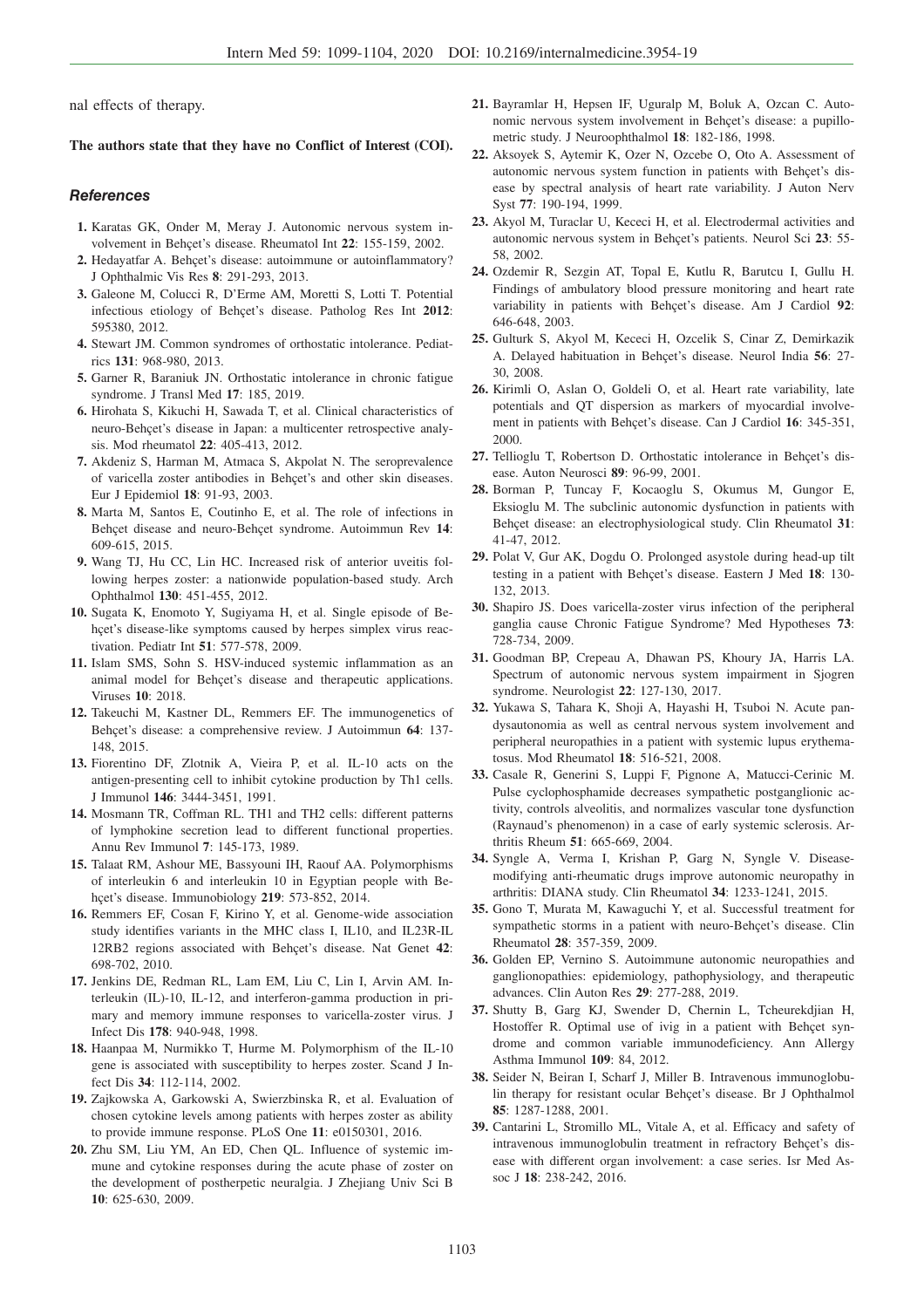nal effects of therapy.

**The authors state that they have no Conflict of Interest (COI).**

### *References*

1. Karatas GK, Onder M, Meray J. Autonomic nervous system involvement in Behçet's disease. Rheumatol Int **22**: 155-159, 2002.
2. Hedayatfar A. Behçet's disease: autoimmune or autoinflammatory? J Ophthalmic Vis Res **8**: 291-293, 2013.
3. Galeone M, Colucci R, D'Erme AM, Moretti S, Lotti T. Potential infectious etiology of Behçet's disease. Patholog Res Int **2012**: 595380, 2012.
4. Stewart JM. Common syndromes of orthostatic intolerance. Pediatrics **131**: 968-980, 2013.
5. Garner R, Baraniuk JN. Orthostatic intolerance in chronic fatigue syndrome. J Transl Med **17**: 185, 2019.
6. Hirohata S, Kikuchi H, Sawada T, et al. Clinical characteristics of neuro-Behçet's disease in Japan: a multicenter retrospective analysis. Mod rheumatol **22**: 405-413, 2012.
7. Akdeniz S, Harman M, Atmaca S, Akpolat N. The seroprevalence of varicella zoster antibodies in Behçet's and other skin diseases. Eur J Epidemiol **18**: 91-93, 2003.
8. Marta M, Santos E, Coutinho E, et al. The role of infections in Behçet disease and neuro-Behçet syndrome. Autoimmun Rev **14**: 609-615, 2015.
9. Wang TJ, Hu CC, Lin HC. Increased risk of anterior uveitis following herpes zoster: a nationwide population-based study. Arch Ophthalmol **130**: 451-455, 2012.
10. Sugata K, Enomoto Y, Sugiyama H, et al. Single episode of Behçet's disease-like symptoms caused by herpes simplex virus reactivation. Pediatr Int **51**: 577-578, 2009.
11. Islam SMS, Sohn S. HSV-induced systemic inflammation as an animal model for Behçet's disease and therapeutic applications. Viruses **10**: 2018.
12. Takeuchi M, Kastner DL, Remmers EF. The immunogenetics of Behçet's disease: a comprehensive review. J Autoimmun **64**: 137-148, 2015.
13. Fiorentino DF, Zlotnik A, Vieira P, et al. IL-10 acts on the antigen-presenting cell to inhibit cytokine production by Th1 cells. J Immunol **146**: 3444-3451, 1991.
14. Mosmann TR, Coffman RL. TH1 and TH2 cells: different patterns of lymphokine secretion lead to different functional properties. Annu Rev Immunol **7**: 145-173, 1989.
15. Talaat RM, Ashour ME, Bassyouni IH, Raouf AA. Polymorphisms of interleukin 6 and interleukin 10 in Egyptian people with Behçet's disease. Immunobiology **219**: 573-852, 2014.
16. Remmers EF, Cosan F, Kirino Y, et al. Genome-wide association study identifies variants in the MHC class I, IL10, and IL23R-IL12RB2 regions associated with Behçet's disease. Nat Genet **42**: 698-702, 2010.
17. Jenkins DE, Redman RL, Lam EM, Liu C, Lin I, Arvin AM. Interleukin (IL)-10, IL-12, and interferon-gamma production in primary and memory immune responses to varicella-zoster virus. J Infect Dis **178**: 940-948, 1998.
18. Haanpaa M, Nurmikko T, Hurme M. Polymorphism of the IL-10 gene is associated with susceptibility to herpes zoster. Scand J Infect Dis **34**: 112-114, 2002.
19. Zajkowska A, Garkowski A, Swierzbinska R, et al. Evaluation of chosen cytokine levels among patients with herpes zoster as ability to provide immune response. PLoS One **11**: e0150301, 2016.
20. Zhu SM, Liu YM, An ED, Chen QL. Influence of systemic immune and cytokine responses during the acute phase of zoster on the development of postherpetic neuralgia. J Zhejiang Univ Sci B **10**: 625-630, 2009.
21. Bayramlar H, Hepsen IF, Uguralp M, Boluk A, Ozcan C. Autonomic nervous system involvement in Behçet's disease: a pupillometric study. J Neuroophthalmol **18**: 182-186, 1998.
22. Aksoyek S, Aytemir K, Ozer N, Ozcebe O, Oto A. Assessment of autonomic nervous system function in patients with Behçet's disease by spectral analysis of heart rate variability. J Auton Nerv Syst **77**: 190-194, 1999.
23. Akyol M, Turaclar U, Kececi H, et al. Electrodermal activities and autonomic nervous system in Behçet's patients. Neurol Sci **23**: 55-58, 2002.
24. Ozdemir R, Sezgin AT, Topal E, Kutlu R, Barutcu I, Gullu H. Findings of ambulatory blood pressure monitoring and heart rate variability in patients with Behçet's disease. Am J Cardiol **92**: 646-648, 2003.
25. Gulturk S, Akyol M, Kececi H, Ozcelik S, Cinar Z, Demirkazik A. Delayed habituation in Behçet's disease. Neurol India **56**: 27-30, 2008.
26. Kirimli O, Aslan O, Goldeli O, et al. Heart rate variability, late potentials and QT dispersion as markers of myocardial involvement in patients with Behçet's disease. Can J Cardiol **16**: 345-351, 2000.
27. Tellioglu T, Robertson D. Orthostatic intolerance in Behçet's disease. Auton Neurosci **89**: 96-99, 2001.
28. Borman P, Tuncay F, Kocaoglu S, Okumus M, Gungor E, Eksioglu M. The subclinic autonomic dysfunction in patients with Behçet disease: an electrophysiological study. Clin Rheumatol **31**: 41-47, 2012.
29. Polat V, Gur AK, Dogdu O. Prolonged asystole during head-up tilt testing in a patient with Behçet's disease. Eastern J Med **18**: 130-132, 2013.
30. Shapiro JS. Does varicella-zoster virus infection of the peripheral ganglia cause Chronic Fatigue Syndrome? Med Hypotheses **73**: 728-734, 2009.
31. Goodman BP, Crepeau A, Dhawan PS, Khoury JA, Harris LA. Spectrum of autonomic nervous system impairment in Sjogren syndrome. Neurologist **22**: 127-130, 2017.
32. Yukawa S, Tahara K, Shoji A, Hayashi H, Tsuboi N. Acute pandysautonomia as well as central nervous system involvement and peripheral neuropathies in a patient with systemic lupus erythematosus. Mod Rheumatol **18**: 516-521, 2008.
33. Casale R, Generini S, Luppi F, Pignone A, Matucci-Cerinic M. Pulse cyclophosphamide decreases sympathetic postganglionic activity, controls alveolitis, and normalizes vascular tone dysfunction (Raynaud's phenomenon) in a case of early systemic sclerosis. Arthritis Rheum **51**: 665-669, 2004.
34. Syngle A, Verma I, Krishan P, Garg N, Syngle V. Disease-modifying anti-rheumatic drugs improve autonomic neuropathy in arthritis: DIANA study. Clin Rheumatol **34**: 1233-1241, 2015.
35. Gono T, Murata M, Kawaguchi Y, et al. Successful treatment for sympathetic storms in a patient with neuro-Behçet's disease. Clin Rheumatol **28**: 357-359, 2009.
36. Golden EP, Vernino S. Autoimmune autonomic neuropathies and ganglionopathies: epidemiology, pathophysiology, and therapeutic advances. Clin Auton Res **29**: 277-288, 2019.
37. Shutty B, Garg KJ, Swender D, Chernin L, Tcheurekdjian H, Hostoffer R. Optimal use of ivig in a patient with Behçet syndrome and common variable immunodeficiency. Ann Allergy Asthma Immunol **109**: 84, 2012.
38. Seider N, Beiran I, Scharf J, Miller B. Intravenous immunoglobulin therapy for resistant ocular Behçet's disease. Br J Ophthalmol **85**: 1287-1288, 2001.
39. Cantarini L, Stromillo ML, Vitale A, et al. Efficacy and safety of intravenous immunoglobulin treatment in refractory Behçet's disease with different organ involvement: a case series. Isr Med Assoc J **18**: 238-242, 2016.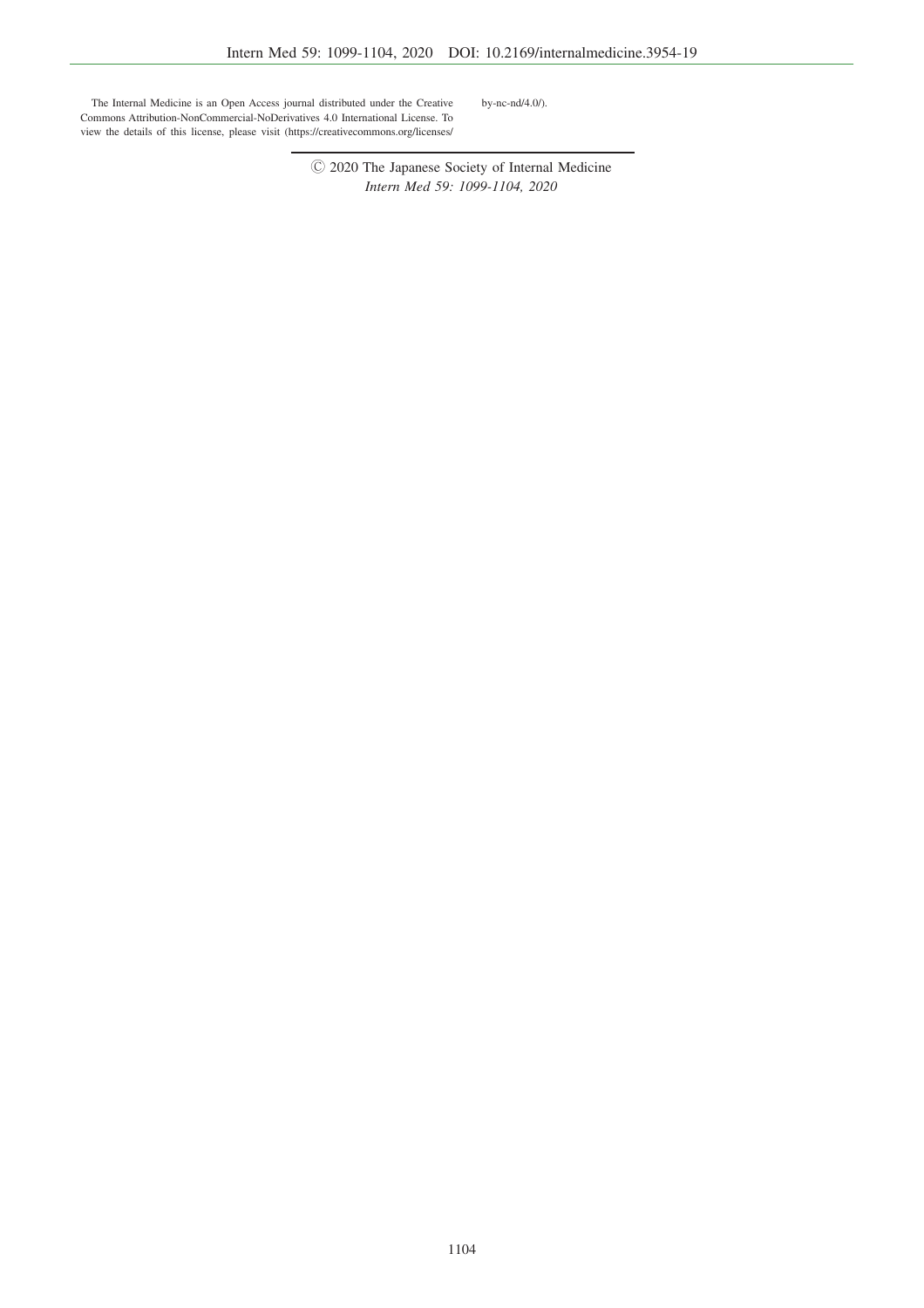The Internal Medicine is an Open Access journal distributed under the Creative Commons Attribution-NonCommercial-NoDerivatives 4.0 International License. To view the details of this license, please visit (https://creativecommons.org/licenses/by-nc-nd/4.0/).

Ⓒ 2020 The Japanese Society of Internal Medicine
*Intern Med 59: 1099-1104, 2020*